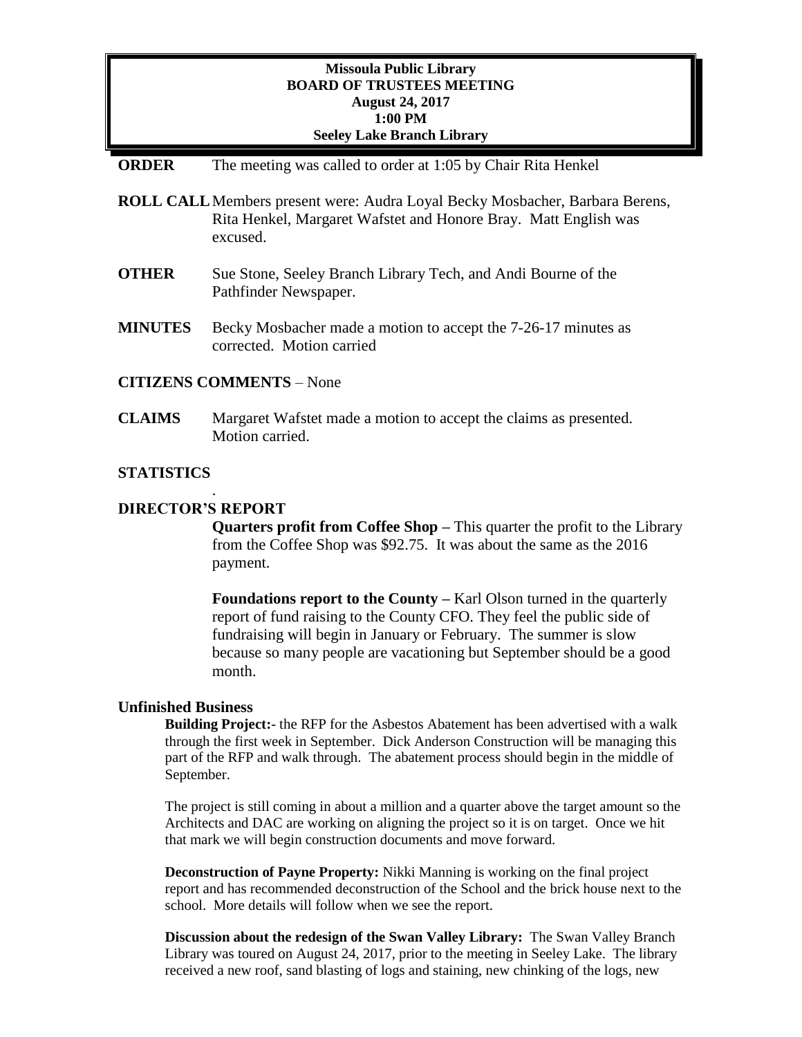**Missoula Public Library**
**BOARD OF TRUSTEES MEETING**
**August 24, 2017**
**1:00 PM**
**Seeley Lake Branch Library**

**ORDER** The meeting was called to order at 1:05 by Chair Rita Henkel

**ROLL CALL** Members present were: Audra Loyal Becky Mosbacher, Barbara Berens, Rita Henkel, Margaret Wafstet and Honore Bray. Matt English was excused.

**OTHER** Sue Stone, Seeley Branch Library Tech, and Andi Bourne of the Pathfinder Newspaper.

**MINUTES** Becky Mosbacher made a motion to accept the 7-26-17 minutes as corrected. Motion carried

**CITIZENS COMMENTS** – None

**CLAIMS** Margaret Wafstet made a motion to accept the claims as presented. Motion carried.

**STATISTICS**

.

**DIRECTOR'S REPORT**

**Quarters profit from Coffee Shop –** This quarter the profit to the Library from the Coffee Shop was $92.75. It was about the same as the 2016 payment.

**Foundations report to the County –** Karl Olson turned in the quarterly report of fund raising to the County CFO. They feel the public side of fundraising will begin in January or February. The summer is slow because so many people are vacationing but September should be a good month.

**Unfinished Business**

**Building Project:**- the RFP for the Asbestos Abatement has been advertised with a walk through the first week in September. Dick Anderson Construction will be managing this part of the RFP and walk through. The abatement process should begin in the middle of September.

The project is still coming in about a million and a quarter above the target amount so the Architects and DAC are working on aligning the project so it is on target. Once we hit that mark we will begin construction documents and move forward.

**Deconstruction of Payne Property:** Nikki Manning is working on the final project report and has recommended deconstruction of the School and the brick house next to the school. More details will follow when we see the report.

**Discussion about the redesign of the Swan Valley Library:** The Swan Valley Branch Library was toured on August 24, 2017, prior to the meeting in Seeley Lake. The library received a new roof, sand blasting of logs and staining, new chinking of the logs, new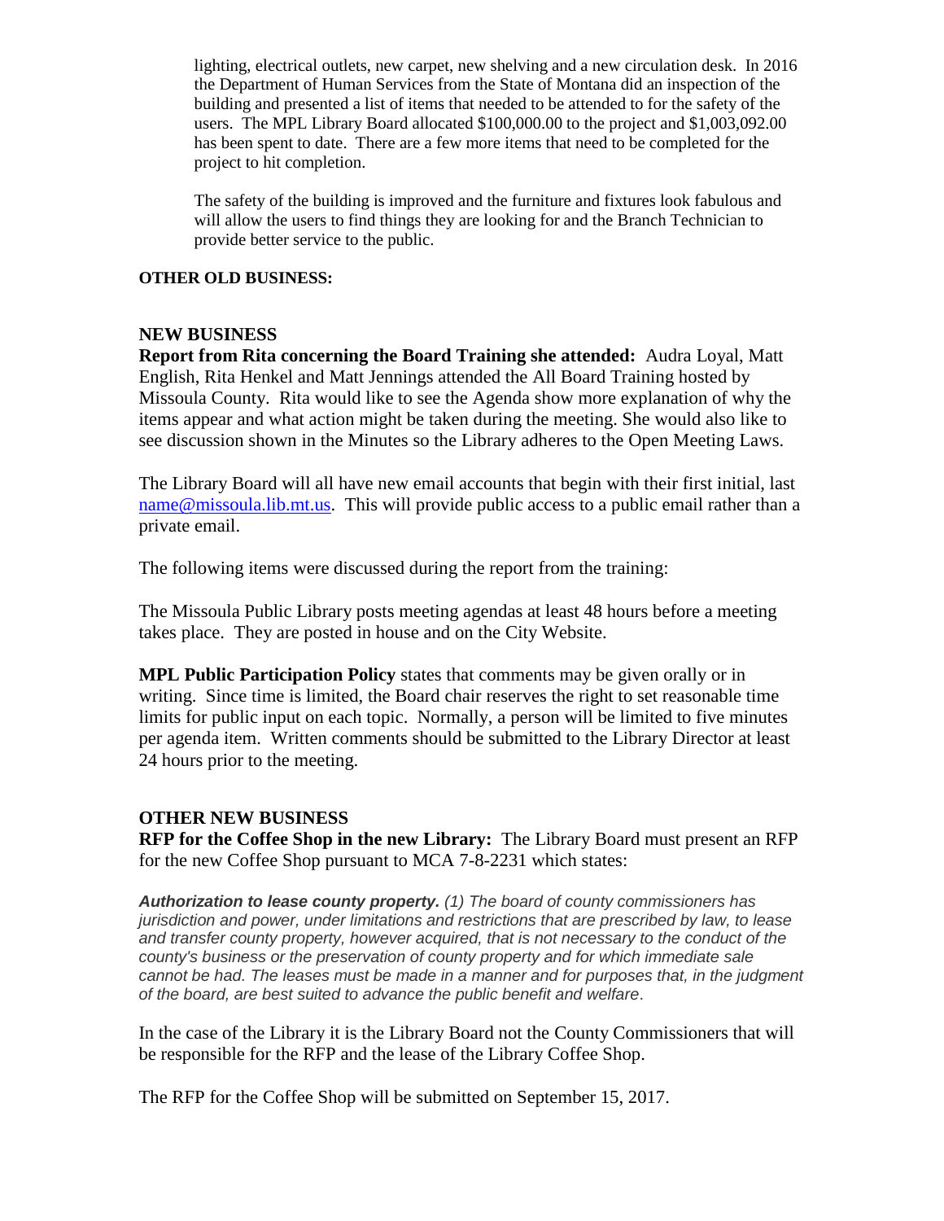lighting, electrical outlets, new carpet, new shelving and a new circulation desk. In 2016 the Department of Human Services from the State of Montana did an inspection of the building and presented a list of items that needed to be attended to for the safety of the users. The MPL Library Board allocated $100,000.00 to the project and $1,003,092.00 has been spent to date. There are a few more items that need to be completed for the project to hit completion.

The safety of the building is improved and the furniture and fixtures look fabulous and will allow the users to find things they are looking for and the Branch Technician to provide better service to the public.

**OTHER OLD BUSINESS:**

**NEW BUSINESS**

**Report from Rita concerning the Board Training she attended:** Audra Loyal, Matt English, Rita Henkel and Matt Jennings attended the All Board Training hosted by Missoula County. Rita would like to see the Agenda show more explanation of why the items appear and what action might be taken during the meeting. She would also like to see discussion shown in the Minutes so the Library adheres to the Open Meeting Laws.

The Library Board will all have new email accounts that begin with their first initial, last name@missoula.lib.mt.us. This will provide public access to a public email rather than a private email.

The following items were discussed during the report from the training:

The Missoula Public Library posts meeting agendas at least 48 hours before a meeting takes place. They are posted in house and on the City Website.

**MPL Public Participation Policy** states that comments may be given orally or in writing. Since time is limited, the Board chair reserves the right to set reasonable time limits for public input on each topic. Normally, a person will be limited to five minutes per agenda item. Written comments should be submitted to the Library Director at least 24 hours prior to the meeting.

**OTHER NEW BUSINESS**

**RFP for the Coffee Shop in the new Library:** The Library Board must present an RFP for the new Coffee Shop pursuant to MCA 7-8-2231 which states:

***Authorization to lease county property.*** *(1) The board of county commissioners has jurisdiction and power, under limitations and restrictions that are prescribed by law, to lease and transfer county property, however acquired, that is not necessary to the conduct of the county's business or the preservation of county property and for which immediate sale cannot be had. The leases must be made in a manner and for purposes that, in the judgment of the board, are best suited to advance the public benefit and welfare*.

In the case of the Library it is the Library Board not the County Commissioners that will be responsible for the RFP and the lease of the Library Coffee Shop.

The RFP for the Coffee Shop will be submitted on September 15, 2017.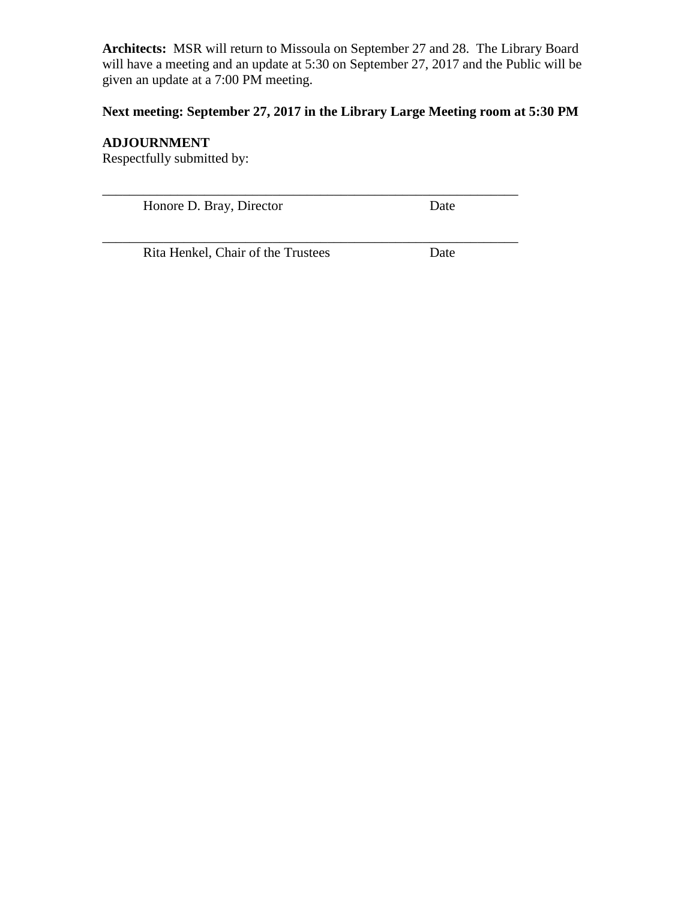**Architects:** MSR will return to Missoula on September 27 and 28. The Library Board will have a meeting and an update at 5:30 on September 27, 2017 and the Public will be given an update at a 7:00 PM meeting.

**Next meeting: September 27, 2017 in the Library Large Meeting room at 5:30 PM**

**ADJOURNMENT**

Respectfully submitted by:

\_\_\_\_\_\_\_\_\_\_\_\_\_\_\_\_\_\_\_\_\_\_\_\_\_\_\_\_\_\_\_\_\_\_\_\_\_\_\_\_\_\_\_\_\_\_\_\_\_\_\_\_\_\_\_\_\_\_\_\_\_\_

Honore D. Bray, Director Date

\_\_\_\_\_\_\_\_\_\_\_\_\_\_\_\_\_\_\_\_\_\_\_\_\_\_\_\_\_\_\_\_\_\_\_\_\_\_\_\_\_\_\_\_\_\_\_\_\_\_\_\_\_\_\_\_\_\_\_\_\_\_

Rita Henkel, Chair of the Trustees Date